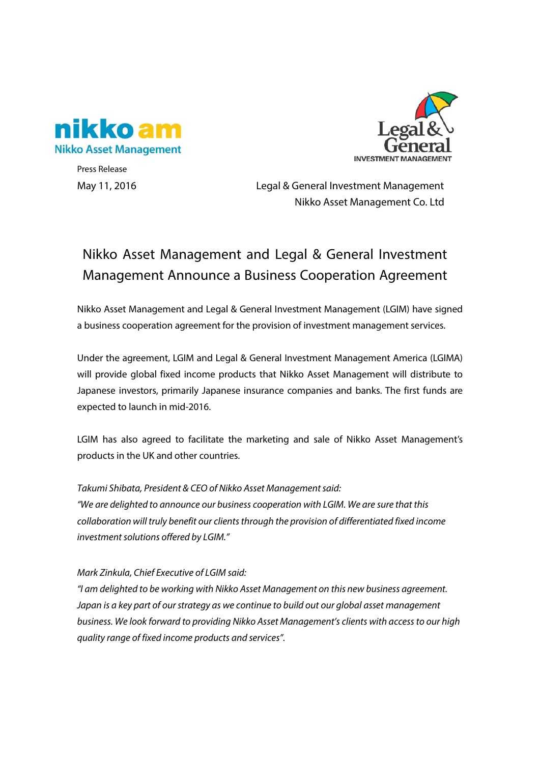nikko am
Nikko Asset Management

Legal & General
INVESTMENT MANAGEMENT

Press Release

May 11, 2016

Legal & General Investment Management
Nikko Asset Management Co. Ltd

# Nikko Asset Management and Legal & General Investment Management Announce a Business Cooperation Agreement

Nikko Asset Management and Legal & General Investment Management (LGIM) have signed a business cooperation agreement for the provision of investment management services.

Under the agreement, LGIM and Legal & General Investment Management America (LGIMA) will provide global fixed income products that Nikko Asset Management will distribute to Japanese investors, primarily Japanese insurance companies and banks. The first funds are expected to launch in mid-2016.

LGIM has also agreed to facilitate the marketing and sale of Nikko Asset Management's products in the UK and other countries.

*Takumi Shibata, President & CEO of Nikko Asset Management said:*
*"We are delighted to announce our business cooperation with LGIM. We are sure that this collaboration will truly benefit our clients through the provision of differentiated fixed income investment solutions offered by LGIM."*

*Mark Zinkula, Chief Executive of LGIM said:*
*"I am delighted to be working with Nikko Asset Management on this new business agreement. Japan is a key part of our strategy as we continue to build out our global asset management business. We look forward to providing Nikko Asset Management's clients with access to our high quality range of fixed income products and services".*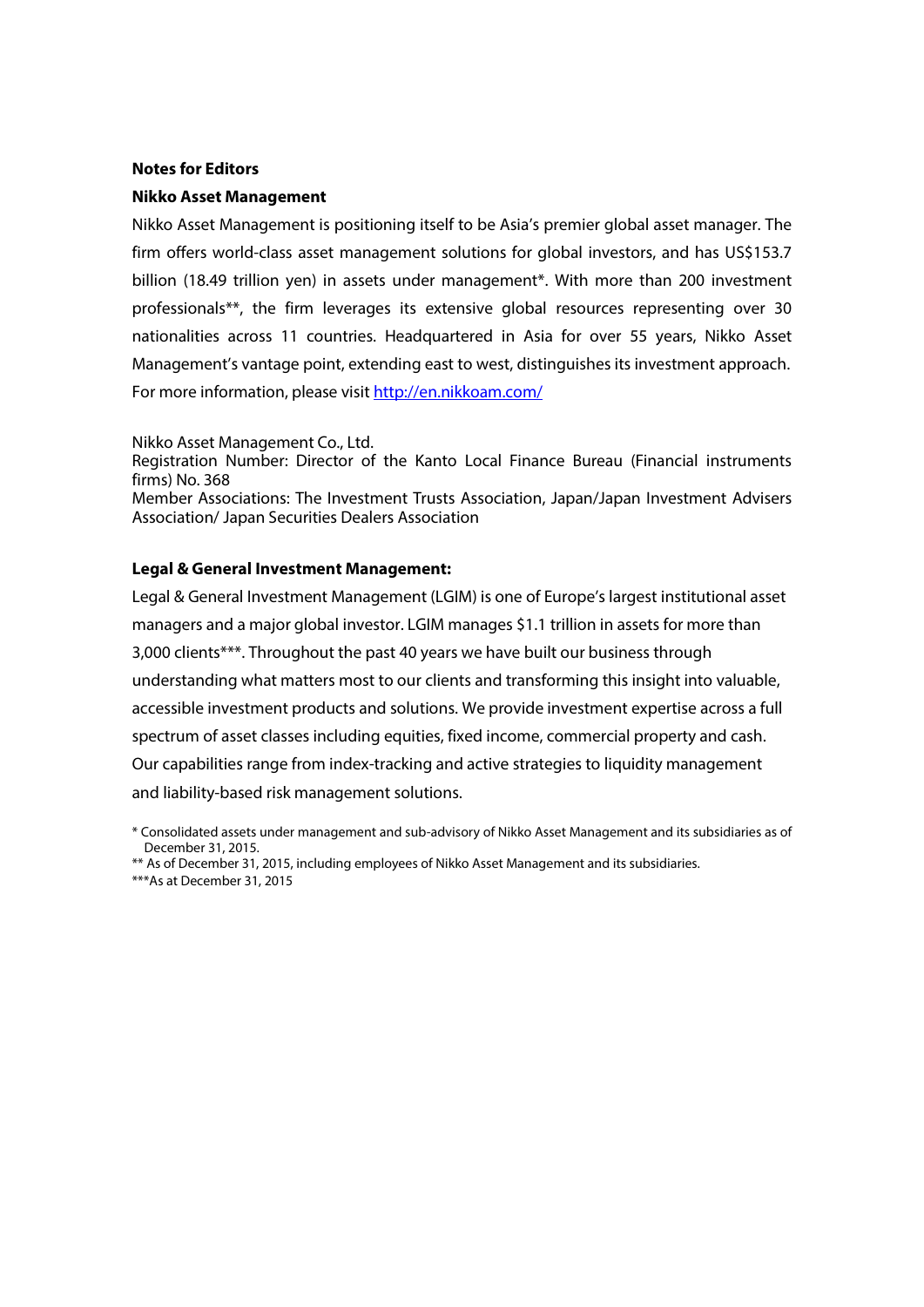**Notes for Editors**

**Nikko Asset Management**

Nikko Asset Management is positioning itself to be Asia's premier global asset manager. The firm offers world-class asset management solutions for global investors, and has US$153.7 billion (18.49 trillion yen) in assets under management*. With more than 200 investment professionals**, the firm leverages its extensive global resources representing over 30 nationalities across 11 countries. Headquartered in Asia for over 55 years, Nikko Asset Management's vantage point, extending east to west, distinguishes its investment approach. For more information, please visit [http://en.nikkoam.com/](http://en.nikkoam.com/)

Nikko Asset Management Co., Ltd.
Registration Number: Director of the Kanto Local Finance Bureau (Financial instruments firms) No. 368
Member Associations: The Investment Trusts Association, Japan/Japan Investment Advisers Association/ Japan Securities Dealers Association

**Legal & General Investment Management:**

Legal & General Investment Management (LGIM) is one of Europe's largest institutional asset managers and a major global investor. LGIM manages $1.1 trillion in assets for more than 3,000 clients***. Throughout the past 40 years we have built our business through understanding what matters most to our clients and transforming this insight into valuable, accessible investment products and solutions. We provide investment expertise across a full spectrum of asset classes including equities, fixed income, commercial property and cash. Our capabilities range from index-tracking and active strategies to liquidity management and liability-based risk management solutions.

\* Consolidated assets under management and sub-advisory of Nikko Asset Management and its subsidiaries as of December 31, 2015.

** As of December 31, 2015, including employees of Nikko Asset Management and its subsidiaries.

***As at December 31, 2015